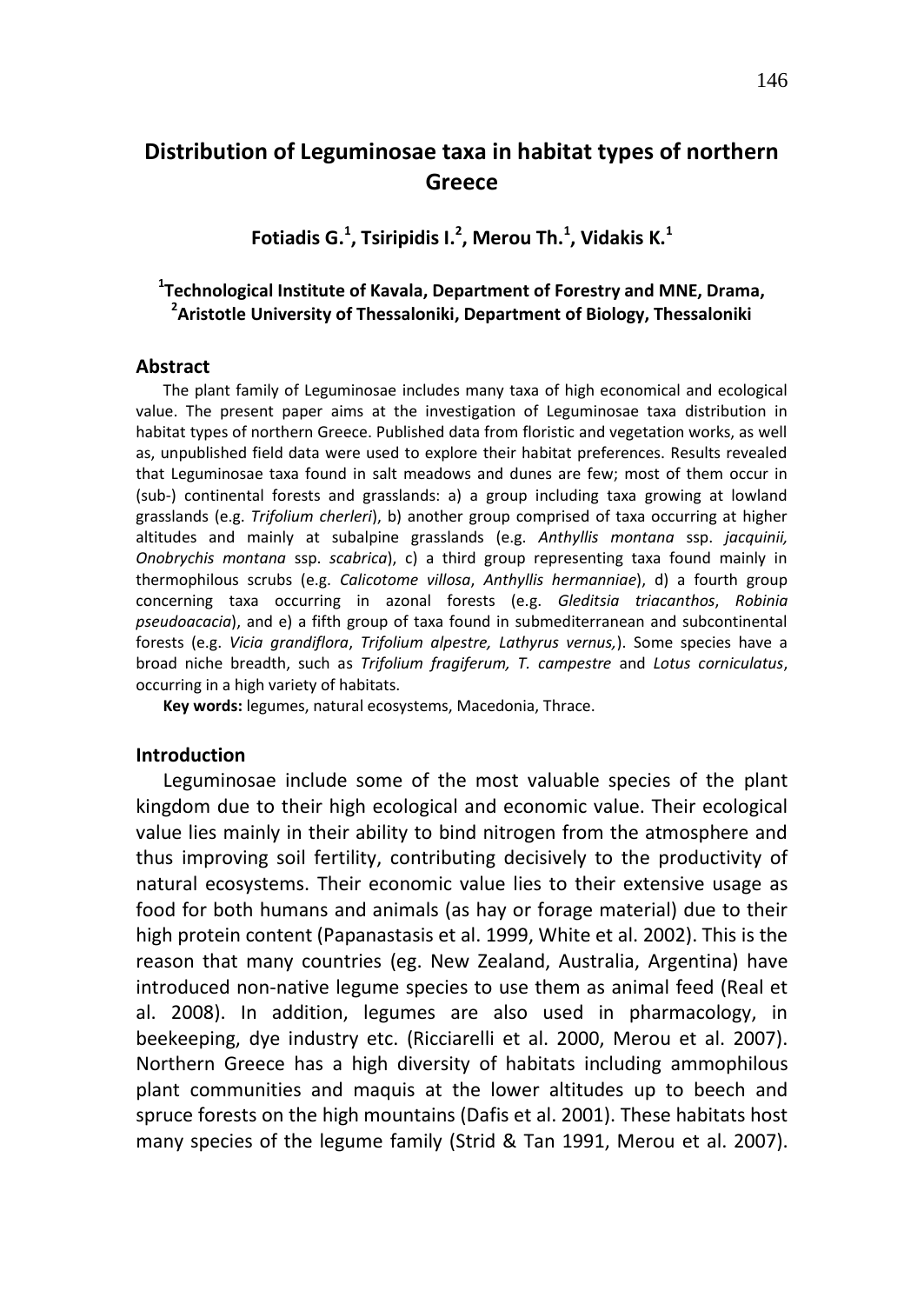# Distribution of Leguminosae taxa in habitat types of northern Greece

**Fotiadis G.[1], Tsiripidis I.[2], Merou Th.[1], Vidakis K.[1]**

**[1]Technological Institute of Kavala, Department of Forestry and MNE, Drama,**
**[2]Aristotle University of Thessaloniki, Department of Biology, Thessaloniki**

## Abstract

The plant family of Leguminosae includes many taxa of high economical and ecological value. The present paper aims at the investigation of Leguminosae taxa distribution in habitat types of northern Greece. Published data from floristic and vegetation works, as well as, unpublished field data were used to explore their habitat preferences. Results revealed that Leguminosae taxa found in salt meadows and dunes are few; most of them occur in (sub-) continental forests and grasslands: a) a group including taxa growing at lowland grasslands (e.g. *Trifolium cherleri*), b) another group comprised of taxa occurring at higher altitudes and mainly at subalpine grasslands (e.g. *Anthyllis montana* ssp. *jacquinii, Onobrychis montana* ssp. *scabrica*), c) a third group representing taxa found mainly in thermophilous scrubs (e.g. *Calicotome villosa*, *Anthyllis hermanniae*), d) a fourth group concerning taxa occurring in azonal forests (e.g. *Gleditsia triacanthos*, *Robinia pseudoacacia*), and e) a fifth group of taxa found in submediterranean and subcontinental forests (e.g. *Vicia grandiflora*, *Trifolium alpestre, Lathyrus vernus,*). Some species have a broad niche breadth, such as *Trifolium fragiferum, T. campestre* and *Lotus corniculatus*, occurring in a high variety of habitats.

**Key words:** legumes, natural ecosystems, Macedonia, Thrace.

## Introduction

Leguminosae include some of the most valuable species of the plant kingdom due to their high ecological and economic value. Their ecological value lies mainly in their ability to bind nitrogen from the atmosphere and thus improving soil fertility, contributing decisively to the productivity of natural ecosystems. Their economic value lies to their extensive usage as food for both humans and animals (as hay or forage material) due to their high protein content (Papanastasis et al. 1999, White et al. 2002). This is the reason that many countries (eg. New Zealand, Australia, Argentina) have introduced non-native legume species to use them as animal feed (Real et al. 2008). In addition, legumes are also used in pharmacology, in beekeeping, dye industry etc. (Ricciarelli et al. 2000, Merou et al. 2007). Northern Greece has a high diversity of habitats including ammophilous plant communities and maquis at the lower altitudes up to beech and spruce forests on the high mountains (Dafis et al. 2001). These habitats host many species of the legume family (Strid & Tan 1991, Merou et al. 2007).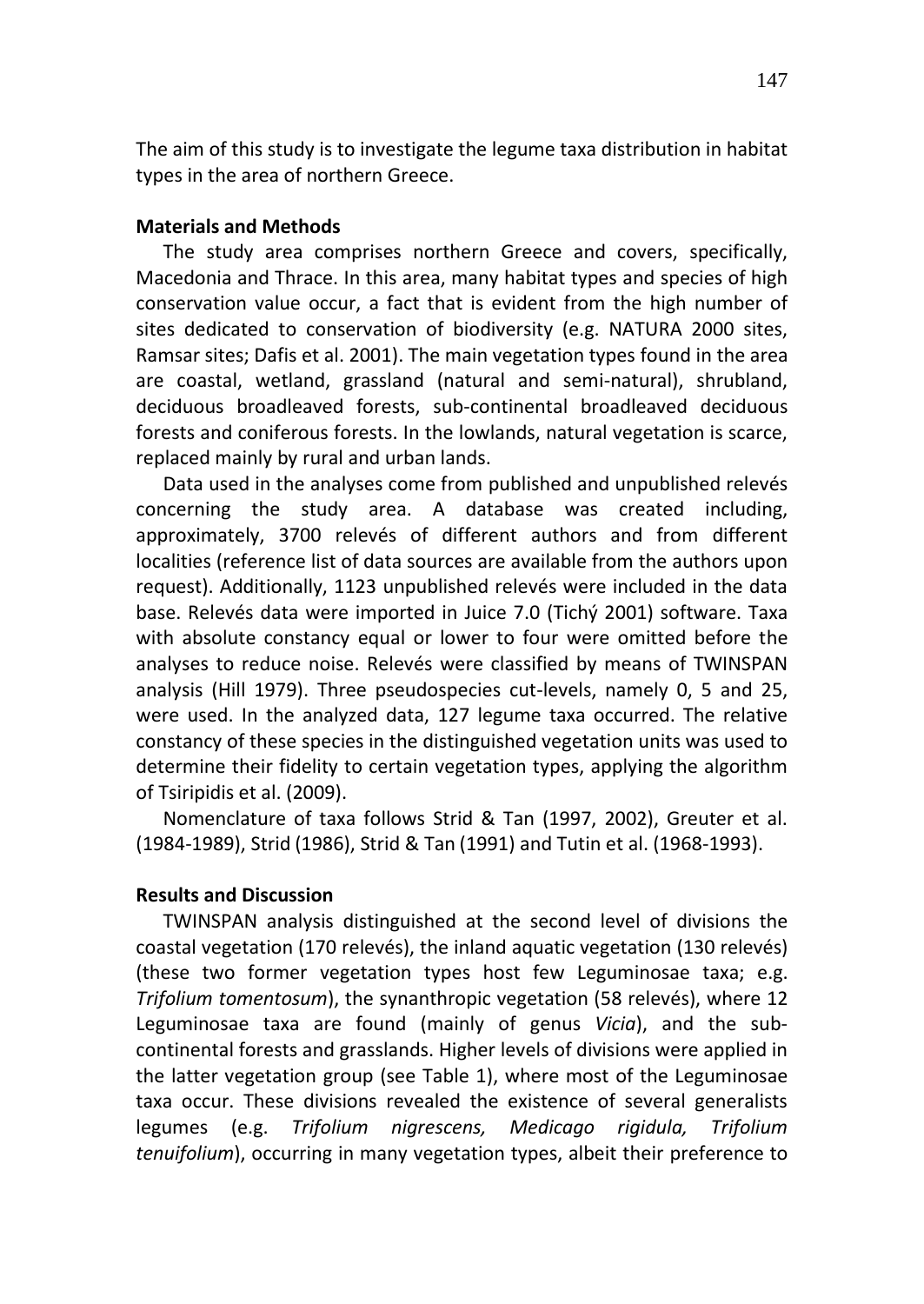The aim of this study is to investigate the legume taxa distribution in habitat types in the area of northern Greece.

## Materials and Methods

The study area comprises northern Greece and covers, specifically, Macedonia and Thrace. In this area, many habitat types and species of high conservation value occur, a fact that is evident from the high number of sites dedicated to conservation of biodiversity (e.g. NATURA 2000 sites, Ramsar sites; Dafis et al. 2001). The main vegetation types found in the area are coastal, wetland, grassland (natural and semi-natural), shrubland, deciduous broadleaved forests, sub-continental broadleaved deciduous forests and coniferous forests. In the lowlands, natural vegetation is scarce, replaced mainly by rural and urban lands.

Data used in the analyses come from published and unpublished relevés concerning the study area. A database was created including, approximately, 3700 relevés of different authors and from different localities (reference list of data sources are available from the authors upon request). Additionally, 1123 unpublished relevés were included in the data base. Relevés data were imported in Juice 7.0 (Tichý 2001) software. Taxa with absolute constancy equal or lower to four were omitted before the analyses to reduce noise. Relevés were classified by means of TWINSPAN analysis (Hill 1979). Three pseudospecies cut-levels, namely 0, 5 and 25, were used. In the analyzed data, 127 legume taxa occurred. The relative constancy of these species in the distinguished vegetation units was used to determine their fidelity to certain vegetation types, applying the algorithm of Tsiripidis et al. (2009).

Nomenclature of taxa follows Strid & Tan (1997, 2002), Greuter et al. (1984-1989), Strid (1986), Strid & Tan (1991) and Tutin et al. (1968-1993).

## Results and Discussion

TWINSPAN analysis distinguished at the second level of divisions the coastal vegetation (170 relevés), the inland aquatic vegetation (130 relevés) (these two former vegetation types host few Leguminosae taxa; e.g. *Trifolium tomentosum*), the synanthropic vegetation (58 relevés), where 12 Leguminosae taxa are found (mainly of genus *Vicia*), and the sub-continental forests and grasslands. Higher levels of divisions were applied in the latter vegetation group (see Table 1), where most of the Leguminosae taxa occur. These divisions revealed the existence of several generalists legumes (e.g. *Trifolium nigrescens, Medicago rigidula, Trifolium tenuifolium*), occurring in many vegetation types, albeit their preference to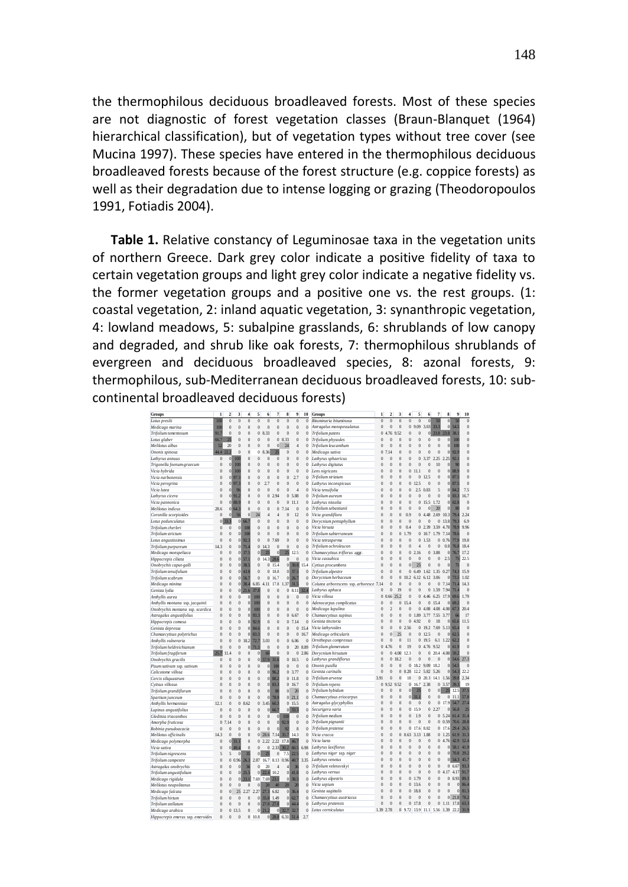the thermophilous deciduous broadleaved forests. Most of these species are not diagnostic of forest vegetation classes (Braun-Blanquet (1964) hierarchical classification), but of vegetation types without tree cover (see Mucina 1997). These species have entered in the thermophilous deciduous broadleaved forests because of the forest structure (e.g. coppice forests) as well as their degradation due to intense logging or grazing (Theodoropoulos 1991, Fotiadis 2004).

**Table 1.** Relative constancy of Leguminosae taxa in the vegetation units of northern Greece. Dark grey color indicate a positive fidelity of taxa to certain vegetation groups and light grey color indicate a negative fidelity vs. the former vegetation groups and a positive one vs. the rest groups. (1: coastal vegetation, 2: inland aquatic vegetation, 3: synanthropic vegetation, 4: lowland meadows, 5: subalpine grasslands, 6: shrublands of low canopy and degraded, and shrub like oak forests, 7: thermophilous shrublands of evergreen and deciduous broadleaved species, 8: azonal forests, 9: thermophilous, sub-Mediterranean deciduous broadleaved forests, 10: sub-continental broadleaved deciduous forests)

| Groups | 1 | 2 | 3 | 4 | 5 | 6 | 7 | 8 | 9 | 10 |
|---|---|---|---|---|---|---|---|---|---|---|
| Lotus preslii | 100 | 0 | 0 | 0 | 0 | 0 | 0 | 0 | 0 | 0 |
| Medicago marina | 100 | 0 | 0 | 0 | 0 | 0 | 0 | 0 | 0 | 0 |
| Trifolium tomentosum | 91.7 | 0 | 0 | 0 | 0 | 8.33 | 0 | 0 | 0 | 0 |
| Lotus glaber | 66.7 | 25 | 0 | 0 | 0 | 0 | 0 | 8.33 | 0 | 0 |
| Melilotus altus | 52 | 20 | 0 | 0 | 0 | 0 | 0 | 24 | 4 | 0 |
| Ononis spinosa | 44.4 | 22.2 | 0 | 0 | 0 | 8.36 | 25 | 0 | 0 | 0 |
| Lathyrus annuus | 0 | 0 | 100 | 0 | 0 | 0 | 0 | 0 | 0 | 0 |
| Trigonella foenum-graecum | 0 | 0 | 100 | 0 | 0 | 0 | 0 | 0 | 0 | 0 |
| Vicia hybrida | 0 | 0 | 100 | 0 | 0 | 0 | 0 | 0 | 0 | 0 |
| Vicia narbonensis | 0 | 0 | 97.3 | 0 | 0 | 0 | 0 | 0 | 2.7 | 0 |
| Vicia peregrina | 0 | 0 | 97.3 | 0 | 0 | 2.7 | 0 | 0 | 0 | 0 |
| Vicia lutea | 0 | 0 | 96 | 0 | 0 | 0 | 0 | 0 | 4 | 0 |
| Lathyrus cicera | 0 | 0 | 91.2 | 0 | 0 | 0 | 2.94 | 0 | 5.88 | 0 |
| Vicia pannonica | 0 | 0 | 88.9 | 0 | 0 | 0 | 0 | 0 | 11.1 | 0 |
| Melilotus indicus | 28.6 | 0 | 64.3 | 0 | 0 | 0 | 0 | 7.14 | 0 | 0 |
| Coronilla scorpioides | 0 | 0 | 56 | 0 | 24 | 4 | 4 | 0 | 12 | 0 |
| Lotus pedunculatus | 0 | 33.3 | 0 | 66.7 | 0 | 0 | 0 | 0 | 0 | 0 |
| Trifolium cherleri | 0 | 0 | 0 | 100 | 0 | 0 | 0 | 0 | 0 | 0 |
| Trifolium strictum | 0 | 0 | 0 | 100 | 0 | 0 | 0 | 0 | 0 | 0 |
| Lotus angustissimus | 0 | 0 | 0 | 92.3 | 0 | 0 | 7.69 | 0 | 0 | 0 |
| Trifolium purpureum | 14.3 | 0 | 0 | 71.4 | 0 | 14.3 | 0 | 0 | 0 | 0 |
| Medicago monspeliaca | 0 | 0 | 0 | 37.5 | 0 | 25 | 0 | 25 | 12.5 | 0 |
| Hippocrepis ciliata | 0 | 0 | 0 | 57.1 | 0 | 14.3 | 28.6 | 0 | 0 | 0 |
| Onobrychis caput-galli | 0 | 0 | 0 | 38.5 | 0 | 0 | 15.4 | 0 | 30.8 | 15.4 |
| Trifolium tenuifolium | 0 | 0 | 0 | 43.8 | 0 | 0 | 18.8 | 0 | 37.5 | 0 |
| Trifolium scabrum | 0 | 0 | 0 | 56.7 | 0 | 0 | 16.7 | 0 | 26.7 | 0 |
| Medicago minima | 0 | 0 | 0 | 38.4 | 6.85 | 4.11 | 17.8 | 1.37 | 31.5 | 0 |
| Genista lydia | 0 | 0 | 0 | 21.6 | 37.8 | 0 | 0 | 0 | 8.11 | 32.4 |
| Anthyllis aurea | 0 | 0 | 0 | 0 | 100 | 0 | 0 | 0 | 0 | 0 |
| Anthyllis montana ssp. jacquinii | 0 | 0 | 0 | 0 | 100 | 0 | 0 | 0 | 0 | 0 |
| Onobrychis montana ssp. scardica | 0 | 0 | 0 | 0 | 100 | 0 | 0 | 0 | 0 | 0 |
| Astragalus angustifolius | 0 | 0 | 0 | 0 | 93.3 | 0 | 0 | 0 | 6.67 | 0 |
| Hippocrepis comosa | 0 | 0 | 0 | 0 | 92.9 | 0 | 0 | 0 | 7.14 | 0 |
| Genista depressa | 0 | 0 | 0 | 0 | 84.6 | 0 | 0 | 0 | 0 | 15.4 |
| Chamaecytisus polytrichus | 0 | 0 | 0 | 0 | 83.3 | 0 | 0 | 0 | 0 | 16.7 |
| Anthyllis vulneraria | 0 | 0 | 0 | 18.2 | 72.7 | 3.03 | 0 | 0 | 6.06 | 0 |
| Trifolium heldreichianum | 0 | 0 | 0 | 0 | 71.1 | 0 | 0 | 0 | 20 | 8.89 |
| Trifolium fragiferum | 25.7 | 11.4 | 0 | 0 | 0 | 60 | 0 | 0 | 0 | 2.86 |
| Onobrychis gracilis | 0 | 0 | 0 | 0 | 0 | 57.9 | 31.6 | 0 | 10.5 | 0 |
| Pisum sativum ssp. sativum | 0 | 0 | 0 | 0 | 0 | 0 | 100 | 0 | 0 | 0 |
| Calicotome villosa | 0 | 0 | 0 | 0 | 0 | 0 | 96.2 | 0 | 3.77 | 0 |
| Cercis siliquastrum | 0 | 0 | 0 | 0 | 0 | 0 | 88.2 | 0 | 11.8 | 0 |
| Cytisus villosus | 0 | 0 | 0 | 0 | 0 | 0 | 83.3 | 0 | 16.7 | 0 |
| Trifolium grandiflorum | 0 | 0 | 0 | 0 | 0 | 0 | 80 | 0 | 20 | 0 |
| Spartium junceum | 0 | 0 | 0 | 0 | 0 | 0 | 78.9 | 0 | 21.1 | 0 |
| Anthyllis hermanniae | 12.1 | 0 | 0 | 8.62 | 0 | 3.45 | 60.3 | 0 | 15.5 | 0 |
| Lupinus angustifolius | 0 | 0 | 0 | 0 | 0 | 0 | 66.7 | 0 | 33.3 | 0 |
| Gleditsia triacanthos | 0 | 0 | 0 | 0 | 0 | 0 | 0 | 100 | 0 | 0 |
| Amorpha fruticosa | 0 | 7.14 | 0 | 0 | 0 | 0 | 0 | 92.9 | 0 | 0 |
| Robinia pseudoacacia | 0 | 0 | 0 | 0 | 0 | 0 | 0 | 92 | 8 | 0 |
| Melilotus officinalis | 14.3 | 0 | 0 | 0 | 0 | 28.6 | 7.14 | 35.7 | 14.3 | 0 |
| Medicago polymorpha | 0 | 0 | 31.1 | 0 | 0 | 2.22 | 2.22 | 17.8 | 46.7 | 0 |
| Vicia sativa | 0 | 0 | 49.4 | 0 | 0 | 0 | 2.33 | 30.2 | 60.5 | 6.98 |
| Trifolium nigrescens | 5 | 5 | 0 | 35 | 0 | 25 | 0 | 7.5 | 22.5 | 0 |
| Trifolium campestre | 0 | 0 | 0.96 | 26.3 | 2.87 | 16.7 | 8.13 | 0.96 | 40.7 | 3.35 |
| Astragalus onobrychis | 0 | 0 | 0 | 36 | 0 | 20 | 4 | 4 | 36 | 0 |
| Trifolium angustifolium | 0 | 0 | 0 | 25.5 | 0 | 22.4 | 10.2 | 0 | 41.8 | 0 |
| Medicago rigidula | 0 | 0 | 0 | 23.1 | 7.69 | 7.69 | 23.1 | 0 | 38.5 | 0 |
| Melilotus neapolitanus | 0 | 0 | 0 | 0 | 0 | 20 | 40 | 20 | 20 | 0 |
| Medicago falcata | 0 | 0 | 25 | 2.27 | 2.27 | 27.3 | 6.82 | 0 | 36.4 | 0 |
| Trifolium hirtum | 0 | 0 | 0 | 0 | 0 | 35.8 | 1.49 | 0 | 62.7 | 0 |
| Trifolium stellatum | 0 | 0 | 0 | 0 | 0 | 27.8 | 27.8 | 0 | 44.4 | 0 |
| Medicago arabica | 0 | 0 | 13.5 | 0 | 0 | 21.2 | 0 | 32.7 | 32.7 | 0 |
| Hippocrepis emerus ssp. emeroides | 0 | 0 | 0 | 0 | 10.8 | 0 | 28.8 | 6.31 | 51.4 | 2.7 |

| Groups | 1 | 2 | 3 | 4 | 5 | 6 | 7 | 8 | 9 | 10 |
|---|---|---|---|---|---|---|---|---|---|---|
| Bituminaria bituminosa | 0 | 0 | 0 | 0 | 0 | 0 | 50 | 0 | 50 | 0 |
| Astragalus monspessulanus | 0 | 0 | 0 | 0 | 9.09 | 3.03 | 33.3 | 0 | 54.5 | 0 |
| Trifolium patens | 0 | 4.76 | 9.52 | 0 | 0 | 0 | 23.8 | 23.8 | 38.1 | 0 |
| Trifolium physodes | 0 | 0 | 0 | 0 | 0 | 0 | 0 | 0 | 100 | 0 |
| Trifolium leucanthum | 0 | 0 | 0 | 0 | 0 | 0 | 0 | 0 | 100 | 0 |
| Medicago sativa | 0 | 7.14 | 0 | 0 | 0 | 0 | 0 | 0 | 92.9 | 0 |
| Lathyrus sphaericus | 0 | 0 | 0 | 0 | 0 | 3.37 | 2.25 | 2.25 | 92.1 | 0 |
| Lathyrus digitatus | 0 | 0 | 0 | 0 | 0 | 0 | 10 | 0 | 90 | 0 |
| Lens nigricans | 0 | 0 | 0 | 0 | 11.1 | 0 | 0 | 0 | 88.9 | 0 |
| Trifolium striatum | 0 | 0 | 0 | 0 | 0 | 12.5 | 0 | 0 | 87.5 | 0 |
| Lathyrus inconspicuus | 0 | 0 | 0 | 0 | 12.5 | 0 | 0 | 0 | 87.5 | 0 |
| Vicia tenuifolia | 0 | 0 | 0 | 0 | 0 | 2.5 | 0.83 | 5 | 84.2 | 7.5 |
| Trifolium aureum | 0 | 0 | 0 | 0 | 0 | 0 | 0 | 0 | 83.3 | 16.7 |
| Lathyrus nissolia | 0 | 0 | 0 | 0 | 0 | 15.5 | 1.72 | 0 | 82.8 | 0 |
| Trifolium sebastianii | 0 | 0 | 0 | 0 | 0 | 0 | 20 | 0 | 80 | 0 |
| Vicia grandiflora | 0 | 0 | 0 | 0.9 | 0 | 4.48 | 2.69 | 10.3 | 79.4 | 2.24 |
| Dorycnium pentaphyllum | 0 | 0 | 0 | 0 | 0 | 0 | 0 | 13.8 | 79.3 | 6.9 |
| Vicia hirsuta | 0 | 0 | 0 | 0.4 | 0 | 2.39 | 3.59 | 4.78 | 78.9 | 9.96 |
| Trifolium subterraneum | 0 | 0 | 0 | 1.79 | 0 | 10.7 | 1.79 | 7.14 | 78.6 | 0 |
| Vicia tetrasperma | 0 | 0 | 0 | 0 | 0 | 1.53 | 0 | 0.76 | 77.9 | 19.8 |
| Trifolium ochroleucon | 0 | 0 | 0 | 0 | 4 | 0 | 0 | 0.8 | 76.8 | 18.4 |
| Chamaecytisus triflorus aggr. | 0 | 0 | 0 | 0 | 2.16 | 0 | 3.88 | 0 | 76.7 | 17.2 |
| Vicia cassubica | 0 | 0 | 0 | 0 | 0 | 0 | 0 | 2.5 | 75 | 22.5 |
| Cytisus procumbens | 0 | 0 | 0 | 0 | 25 | 0 | 0 | 0 | 75 | 0 |
| Trifolium alpestre | 0 | 0 | 0 | 0 | 6.49 | 1.62 | 1.35 | 0.27 | 74.3 | 15.9 |
| Dorycnium herbaceum | 0 | 0 | 0 | 10.2 | 6.12 | 6.12 | 3.06 | 0 | 73.5 | 1.02 |
| Colutea arborescens ssp. arborescens | 7.14 | 0 | 0 | 0 | 0 | 0 | 0 | 7.14 | 71.4 | 14.3 |
| Lathyrus aphaca | 0 | 0 | 19 | 0 | 0 | 0 | 1.59 | 7.94 | 71.4 | 0 |
| Vicia villosa | 0 | 0.66 | 25.2 | 0 | 0 | 4.46 | 6.25 | 17.9 | 69.6 | 1.79 |
| Adenocarpus complicatus | 0 | 0 | 0 | 15.4 | 0 | 0 | 15.4 | 0 | 69.2 | 0 |
| Medicago lupulina | 0 | 2 | 0 | 0 | 0 | 4.08 | 4.08 | 4.08 | 67.3 | 20.4 |
| Chamaecytisus supinus | 0 | 0 | 0 | 0 | 1.89 | 3.77 | 7.55 | 3.77 | 66 | 17 |
| Genista tinctoria | 0 | 0 | 0 | 0 | 4.92 | 0 | 18 | 0 | 65.6 | 11.5 |
| Vicia lathyroides | 0 | 0 | 0 | 2.56 | 0 | 19.2 | 7.69 | 5.13 | 65.4 | 0 |
| Medicago orbicularis | 0 | 0 | 25 | 0 | 0 | 12.5 | 0 | 0 | 62.5 | 0 |
| Ornithopus compressus | 0 | 0 | 0 | 11 | 0 | 19.5 | 6.1 | 1.22 | 62.2 | 0 |
| Trifolium glomeratum | 0 | 4.76 | 0 | 19 | 0 | 4.76 | 9.52 | 0 | 61.9 | 0 |
| Dorycnium hirsutum | 0 | 0 | 4.08 | 12.3 | 0 | 0 | 20.4 | 4.08 | 59.2 | 0 |
| Lathyrus grandiflorus | 0 | 0 | 18.2 | 0 | 0 | 0 | 0 | 0 | 54.6 | 27.3 |
| Ononis pusilla | 0 | 0 | 0 | 0 | 18.2 | 9.09 | 18.2 | 0 | 54.5 | 0 |
| Genista carinalis | 0 | 0 | 0 | 0.28 | 12.2 | 5.82 | 5.26 | 0 | 54.3 | 22.2 |
| Trifolium arvense | 3.91 | 0 | 0 | 18 | 0 | 20.3 | 14.1 | 1.56 | 39.8 | 2.34 |
| Trifolium repens | 0 | 9.52 | 9.52 | 0 | 16.7 | 2.38 | 0 | 3.57 | 39.3 | 19 |
| Trifolium hybidum | 0 | 0 | 0 | 0 | 25 | 0 | 0 | 25 | 12.5 | 37.5 |
| Chamaecytisus eriocarpus | 0 | 0 | 0 | 0 | 31.3 | 0 | 0 | 0 | 11.1 | 57.8 |
| Astragalus glycyphyllos | 0 | 0 | 0 | 0 | 0 | 0 | 0 | 17.9 | 54.7 | 27.4 |
| Securigera varia | 0 | 0 | 0 | 0 | 15.9 | 0 | 2.27 | 0 | 56.8 | 25 |
| Trifolium medium | 0 | 0 | 0 | 0 | 1.9 | 0 | 0 | 5.24 | 61.4 | 31.4 |
| Trifolium pignantii | 0 | 0 | 0 | 0 | 0 | 0 | 0 | 0.59 | 70.6 | 28.8 |
| Trifolium pratense | 0 | 0 | 0 | 0 | 17.6 | 8.82 | 0 | 17.6 | 29.4 | 26.5 |
| Vicia cracca | 0 | 0 | 0 | 0.63 | 3.13 | 1.88 | 0 | 1.25 | 61.9 | 31.3 |
| Vicia laeta | 0 | 0 | 0 | 0 | 0 | 0 | 0 | 4.76 | 42.9 | 52.4 |
| Lathyrus laxiflorus | 0 | 0 | 0 | 0 | 0 | 0 | 0 | 0 | 58.1 | 41.9 |
| Lathyrus niger ssp. niger | 0 | 0 | 0 | 0 | 0 | 0 | 0 | 0 | 70.8 | 29.2 |
| Lathyrus venetus | 0 | 0 | 0 | 0 | 0 | 0 | 0 | 0 | 54.3 | 45.7 |
| Trifolium velenovskyi | 0 | 0 | 0 | 0 | 0 | 0 | 0 | 0 | 6.67 | 93.3 |
| Lathyrus vernus | 0 | 0 | 0 | 0 | 0 | 0 | 0 | 4.17 | 4.17 | 91.7 |
| Lathyrus alpestris | 0 | 0 | 0 | 0 | 1.79 | 0 | 0 | 0 | 8.93 | 89.3 |
| Vicia sepium | 0 | 0 | 0 | 0 | 13.6 | 0 | 0 | 0 | 0 | 86.4 |
| Genista sagittalis | 0 | 0 | 0 | 0 | 18.8 | 0 | 0 | 0 | 0 | 81.3 |
| Chamaecytisus austriacus | 0 | 0 | 0 | 0 | 0 | 0 | 0 | 0 | 21.8 | 78.2 |
| Lathyrus pratensis | 0 | 0 | 0 | 0 | 17.8 | 0 | 0 | 1.11 | 17.8 | 63.3 |
| Lotus corniculatus | 1.39 | 2.78 | 0 | 9.72 | 13.9 | 11.1 | 5.56 | 1.39 | 22.2 | 31.9 |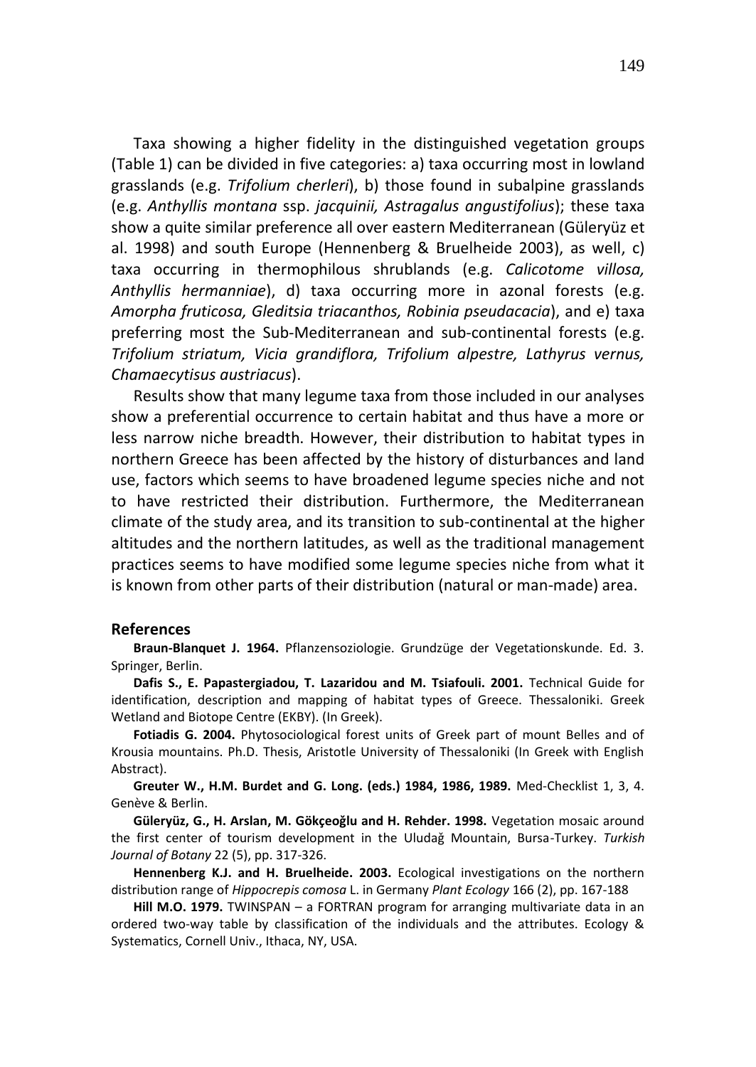Taxa showing a higher fidelity in the distinguished vegetation groups (Table 1) can be divided in five categories: a) taxa occurring most in lowland grasslands (e.g. *Trifolium cherleri*), b) those found in subalpine grasslands (e.g. *Anthyllis montana* ssp. *jacquinii, Astragalus angustifolius*); these taxa show a quite similar preference all over eastern Mediterranean (Güleryüz et al. 1998) and south Europe (Hennenberg & Bruelheide 2003), as well, c) taxa occurring in thermophilous shrublands (e.g. *Calicotome villosa, Anthyllis hermanniae*), d) taxa occurring more in azonal forests (e.g. *Amorpha fruticosa, Gleditsia triacanthos, Robinia pseudacacia*), and e) taxa preferring most the Sub-Mediterranean and sub-continental forests (e.g. *Trifolium striatum, Vicia grandiflora, Trifolium alpestre, Lathyrus vernus, Chamaecytisus austriacus*).

Results show that many legume taxa from those included in our analyses show a preferential occurrence to certain habitat and thus have a more or less narrow niche breadth. However, their distribution to habitat types in northern Greece has been affected by the history of disturbances and land use, factors which seems to have broadened legume species niche and not to have restricted their distribution. Furthermore, the Mediterranean climate of the study area, and its transition to sub-continental at the higher altitudes and the northern latitudes, as well as the traditional management practices seems to have modified some legume species niche from what it is known from other parts of their distribution (natural or man-made) area.

## References

**Braun-Blanquet J. 1964.** Pflanzensoziologie. Grundzüge der Vegetationskunde. Ed. 3. Springer, Berlin.

**Dafis S., E. Papastergiadou, T. Lazaridou and M. Tsiafouli. 2001.** Technical Guide for identification, description and mapping of habitat types of Greece. Thessaloniki. Greek Wetland and Biotope Centre (EKBY). (In Greek).

**Fotiadis G. 2004.** Phytosociological forest units of Greek part of mount Belles and of Krousia mountains. Ph.D. Thesis, Aristotle University of Thessaloniki (In Greek with English Abstract).

**Greuter W., H.M. Burdet and G. Long. (eds.) 1984, 1986, 1989.** Med-Checklist 1, 3, 4. Genève & Berlin.

**Güleryüz, G., H. Arslan, M. Gökçeoğlu and H. Rehder. 1998.** Vegetation mosaic around the first center of tourism development in the Uludağ Mountain, Bursa-Turkey. *Turkish Journal of Botany* 22 (5), pp. 317-326.

**Hennenberg K.J. and H. Bruelheide. 2003.** Ecological investigations on the northern distribution range of *Hippocrepis comosa* L. in Germany *Plant Ecology* 166 (2), pp. 167-188

**Hill M.O. 1979.** TWINSPAN – a FORTRAN program for arranging multivariate data in an ordered two-way table by classification of the individuals and the attributes. Ecology & Systematics, Cornell Univ., Ithaca, NY, USA.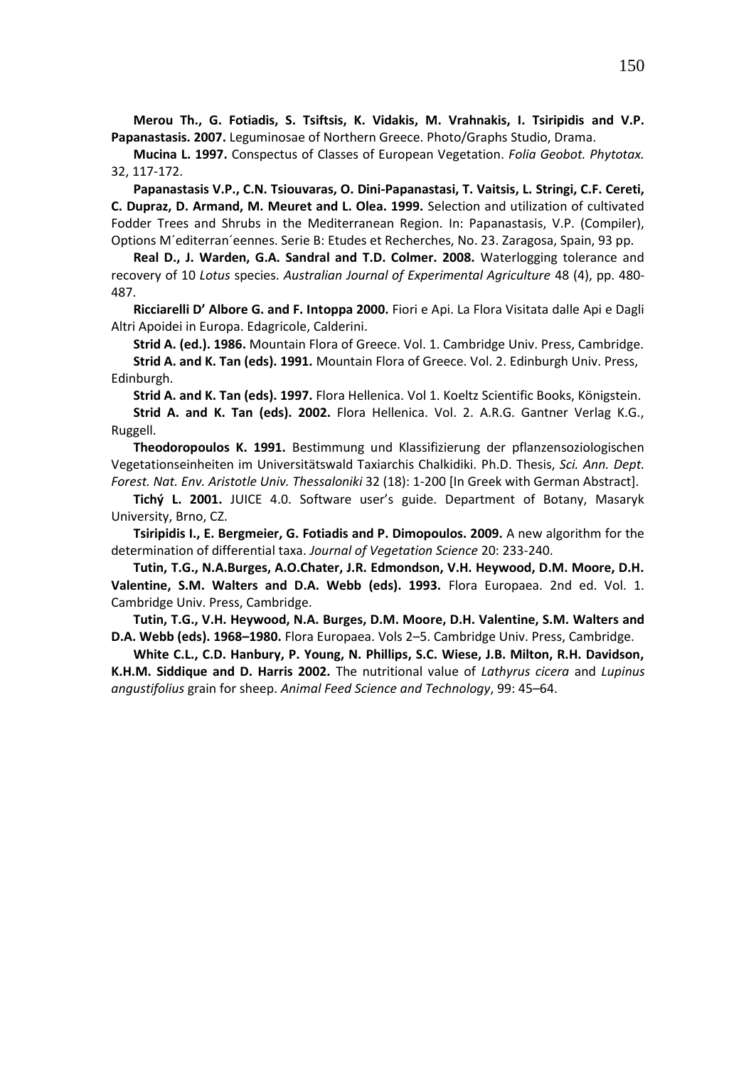**Merou Th., G. Fotiadis, S. Tsiftsis, K. Vidakis, M. Vrahnakis, I. Tsiripidis and V.P. Papanastasis. 2007.** Leguminosae of Northern Greece. Photo/Graphs Studio, Drama.

**Mucina L. 1997.** Conspectus of Classes of European Vegetation. *Folia Geobot. Phytotax.* 32, 117-172.

**Papanastasis V.P., C.N. Tsiouvaras, O. Dini-Papanastasi, T. Vaitsis, L. Stringi, C.F. Cereti, C. Dupraz, D. Armand, M. Meuret and L. Olea. 1999.** Selection and utilization of cultivated Fodder Trees and Shrubs in the Mediterranean Region. In: Papanastasis, V.P. (Compiler), Options M´editerran´eennes. Serie B: Etudes et Recherches, No. 23. Zaragosa, Spain, 93 pp.

**Real D., J. Warden, G.A. Sandral and T.D. Colmer. 2008.** Waterlogging tolerance and recovery of 10 *Lotus* species. *Australian Journal of Experimental Agriculture* 48 (4), pp. 480-487.

**Ricciarelli D' Albore G. and F. Intoppa 2000.** Fiori e Api. La Flora Visitata dalle Api e Dagli Altri Apoidei in Europa. Edagricole, Calderini.

**Strid A. (ed.). 1986.** Mountain Flora of Greece. Vol. 1. Cambridge Univ. Press, Cambridge.

**Strid A. and K. Tan (eds). 1991.** Mountain Flora of Greece. Vol. 2. Edinburgh Univ. Press, Edinburgh.

**Strid A. and K. Tan (eds). 1997.** Flora Hellenica. Vol 1. Koeltz Scientific Books, Königstein.

**Strid A. and K. Tan (eds). 2002.** Flora Hellenica. Vol. 2. A.R.G. Gantner Verlag K.G., Ruggell.

**Theodoropoulos K. 1991.** Bestimmung und Klassifizierung der pflanzensoziologischen Vegetationseinheiten im Universitätswald Taxiarchis Chalkidiki. Ph.D. Thesis, *Sci. Ann. Dept. Forest. Nat. Env. Aristotle Univ. Thessaloniki* 32 (18): 1-200 [In Greek with German Abstract].

**Tichý L. 2001.** JUICE 4.0. Software user's guide. Department of Botany, Masaryk University, Brno, CZ.

**Tsiripidis I., E. Bergmeier, G. Fotiadis and P. Dimopoulos. 2009.** A new algorithm for the determination of differential taxa. *Journal of Vegetation Science* 20: 233-240.

**Tutin, T.G., N.A.Burges, A.O.Chater, J.R. Edmondson, V.H. Heywood, D.M. Moore, D.H. Valentine, S.M. Walters and D.A. Webb (eds). 1993.** Flora Europaea. 2nd ed. Vol. 1. Cambridge Univ. Press, Cambridge.

**Tutin, T.G., V.H. Heywood, N.A. Burges, D.M. Moore, D.H. Valentine, S.M. Walters and D.A. Webb (eds). 1968–1980.** Flora Europaea. Vols 2–5. Cambridge Univ. Press, Cambridge.

**White C.L., C.D. Hanbury, P. Young, N. Phillips, S.C. Wiese, J.B. Milton, R.H. Davidson, K.H.M. Siddique and D. Harris 2002.** The nutritional value of *Lathyrus cicera* and *Lupinus angustifolius* grain for sheep. *Animal Feed Science and Technology*, 99: 45–64.